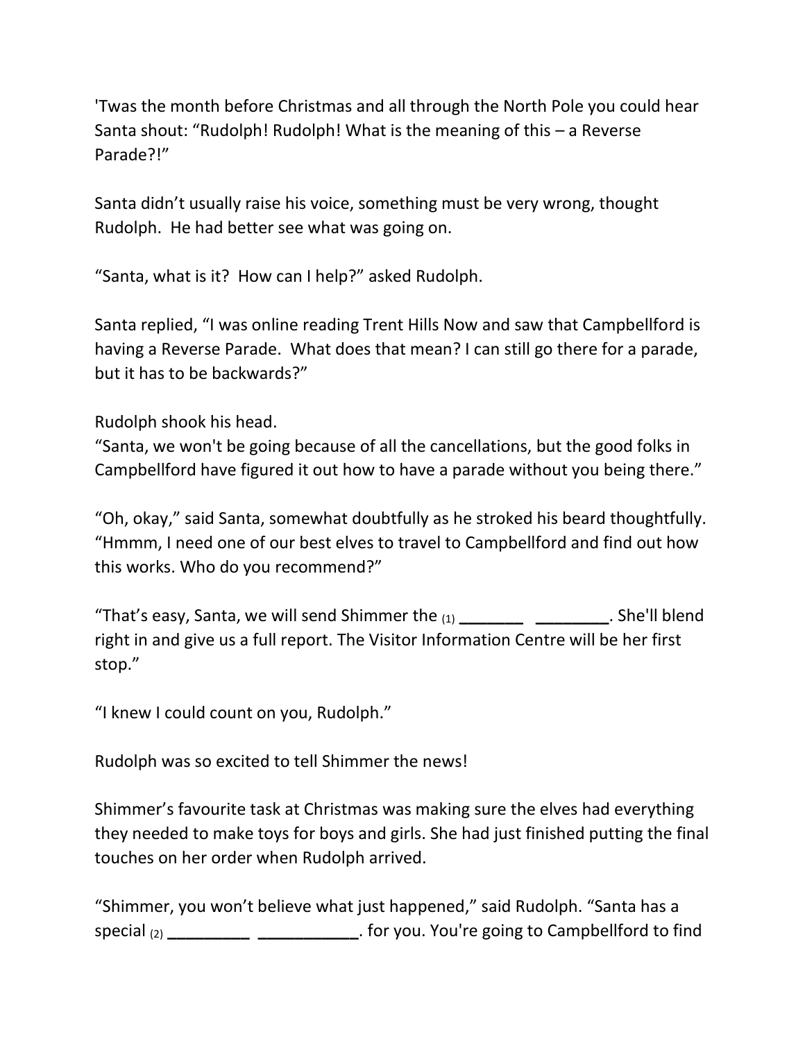'Twas the month before Christmas and all through the North Pole you could hear Santa shout: "Rudolph! Rudolph! What is the meaning of this – a Reverse Parade?!"

Santa didn't usually raise his voice, something must be very wrong, thought Rudolph. He had better see what was going on.

"Santa, what is it? How can I help?" asked Rudolph.

Santa replied, "I was online reading Trent Hills Now and saw that Campbellford is having a Reverse Parade. What does that mean? I can still go there for a parade, but it has to be backwards?"

Rudolph shook his head.
"Santa, we won't be going because of all the cancellations, but the good folks in Campbellford have figured it out how to have a parade without you being there."

"Oh, okay," said Santa, somewhat doubtfully as he stroked his beard thoughtfully. "Hmmm, I need one of our best elves to travel to Campbellford and find out how this works. Who do you recommend?"

"That's easy, Santa, we will send Shimmer the (1) _______ ________. She'll blend right in and give us a full report. The Visitor Information Centre will be her first stop."

"I knew I could count on you, Rudolph."

Rudolph was so excited to tell Shimmer the news!

Shimmer's favourite task at Christmas was making sure the elves had everything they needed to make toys for boys and girls. She had just finished putting the final touches on her order when Rudolph arrived.

"Shimmer, you won't believe what just happened," said Rudolph. "Santa has a special (2) _________ ___________. for you. You're going to Campbellford to find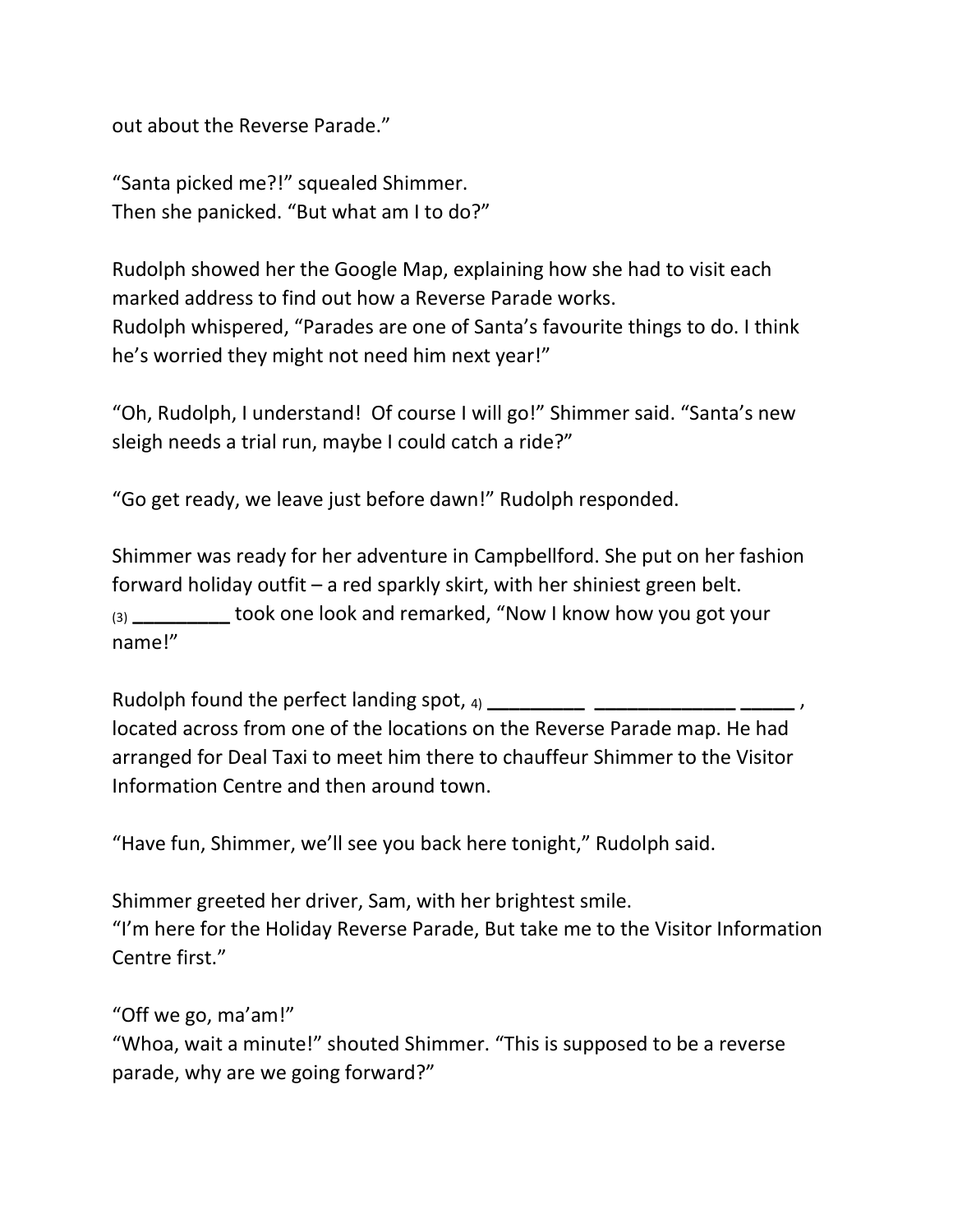out about the Reverse Parade."

"Santa picked me?!" squealed Shimmer.
Then she panicked. "But what am I to do?"

Rudolph showed her the Google Map, explaining how she had to visit each marked address to find out how a Reverse Parade works.
Rudolph whispered, "Parades are one of Santa's favourite things to do. I think he's worried they might not need him next year!"

"Oh, Rudolph, I understand! Of course I will go!" Shimmer said. "Santa's new sleigh needs a trial run, maybe I could catch a ride?"

"Go get ready, we leave just before dawn!" Rudolph responded.

Shimmer was ready for her adventure in Campbellford. She put on her fashion forward holiday outfit – a red sparkly skirt, with her shiniest green belt. (3) _________ took one look and remarked, "Now I know how you got your name!"

Rudolph found the perfect landing spot, 4) _________ _____________ _____ , located across from one of the locations on the Reverse Parade map. He had arranged for Deal Taxi to meet him there to chauffeur Shimmer to the Visitor Information Centre and then around town.

"Have fun, Shimmer, we'll see you back here tonight," Rudolph said.

Shimmer greeted her driver, Sam, with her brightest smile.
"I'm here for the Holiday Reverse Parade, But take me to the Visitor Information Centre first."

"Off we go, ma'am!"
"Whoa, wait a minute!" shouted Shimmer. "This is supposed to be a reverse parade, why are we going forward?"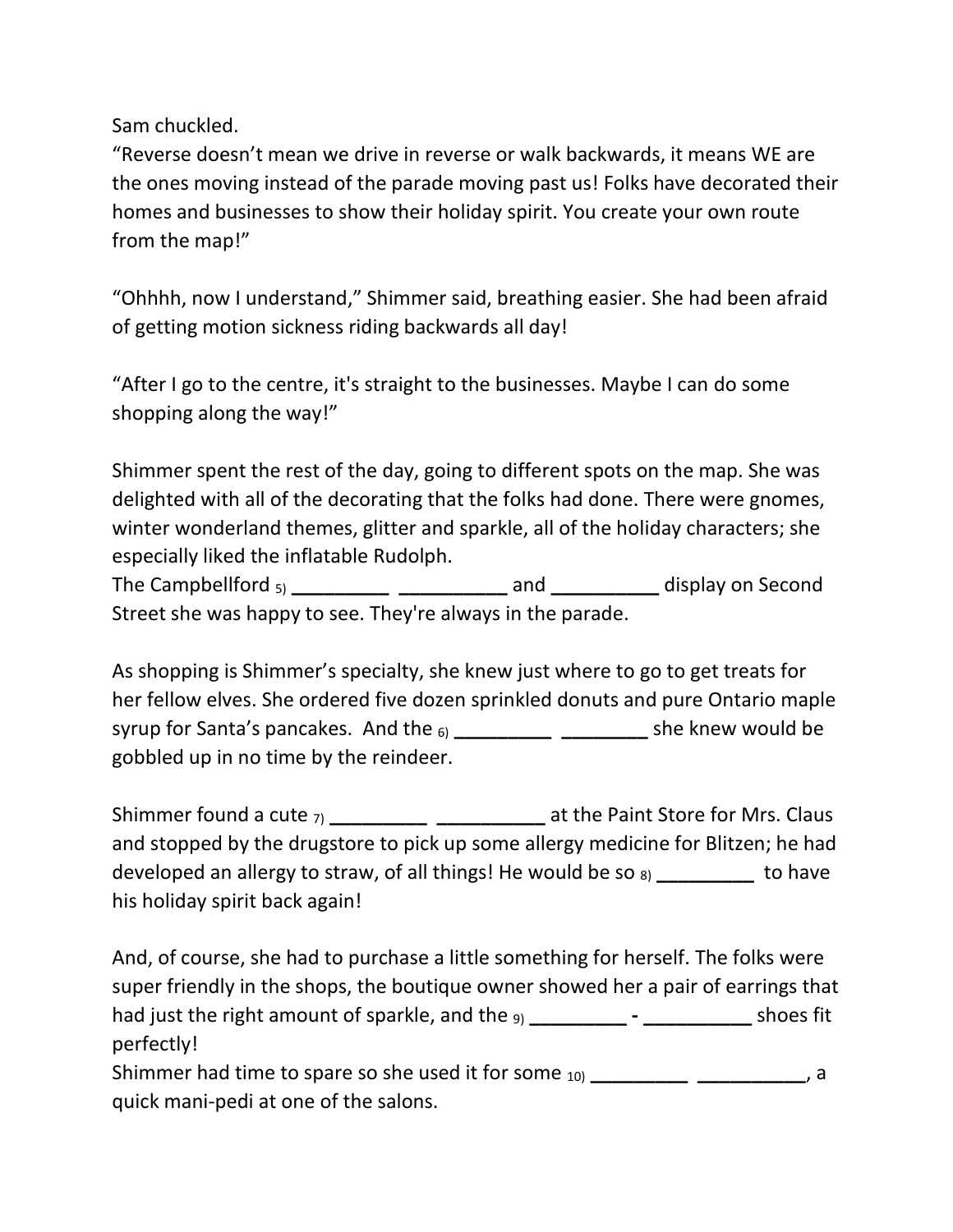Sam chuckled.
"Reverse doesn't mean we drive in reverse or walk backwards, it means WE are the ones moving instead of the parade moving past us! Folks have decorated their homes and businesses to show their holiday spirit. You create your own route from the map!"

"Ohhhh, now I understand," Shimmer said, breathing easier. She had been afraid of getting motion sickness riding backwards all day!

"After I go to the centre, it's straight to the businesses. Maybe I can do some shopping along the way!"

Shimmer spent the rest of the day, going to different spots on the map. She was delighted with all of the decorating that the folks had done. There were gnomes, winter wonderland themes, glitter and sparkle, all of the holiday characters; she especially liked the inflatable Rudolph.
The Campbellford 5) _________ __________ and __________ display on Second Street she was happy to see. They're always in the parade.

As shopping is Shimmer's specialty, she knew just where to go to get treats for her fellow elves. She ordered five dozen sprinkled donuts and pure Ontario maple syrup for Santa's pancakes. And the 6) _________ ________ she knew would be gobbled up in no time by the reindeer.

Shimmer found a cute 7) _________ __________ at the Paint Store for Mrs. Claus and stopped by the drugstore to pick up some allergy medicine for Blitzen; he had developed an allergy to straw, of all things! He would be so 8) _________ to have his holiday spirit back again!

And, of course, she had to purchase a little something for herself. The folks were super friendly in the shops, the boutique owner showed her a pair of earrings that had just the right amount of sparkle, and the 9) _________ - __________ shoes fit perfectly!
Shimmer had time to spare so she used it for some 10) _________ __________, a quick mani-pedi at one of the salons.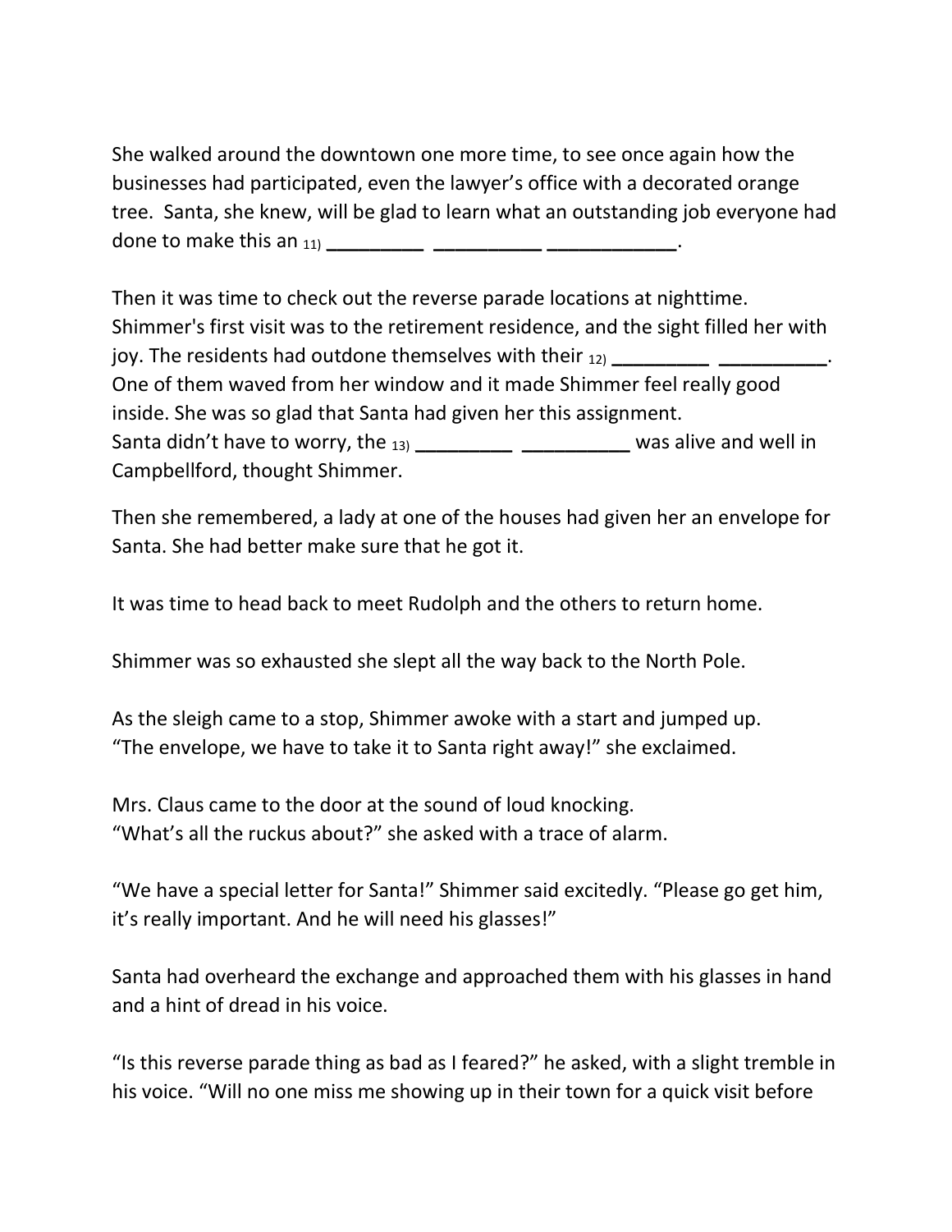She walked around the downtown one more time, to see once again how the businesses had participated, even the lawyer's office with a decorated orange tree. Santa, she knew, will be glad to learn what an outstanding job everyone had done to make this an 11) _________ __________ ____________.

Then it was time to check out the reverse parade locations at nighttime. Shimmer's first visit was to the retirement residence, and the sight filled her with joy. The residents had outdone themselves with their 12) _________ __________. One of them waved from her window and it made Shimmer feel really good inside. She was so glad that Santa had given her this assignment. Santa didn't have to worry, the 13) _________ __________ was alive and well in Campbellford, thought Shimmer.

Then she remembered, a lady at one of the houses had given her an envelope for Santa. She had better make sure that he got it.

It was time to head back to meet Rudolph and the others to return home.

Shimmer was so exhausted she slept all the way back to the North Pole.

As the sleigh came to a stop, Shimmer awoke with a start and jumped up. "The envelope, we have to take it to Santa right away!" she exclaimed.

Mrs. Claus came to the door at the sound of loud knocking. "What's all the ruckus about?" she asked with a trace of alarm.

"We have a special letter for Santa!" Shimmer said excitedly. "Please go get him, it's really important. And he will need his glasses!"

Santa had overheard the exchange and approached them with his glasses in hand and a hint of dread in his voice.

"Is this reverse parade thing as bad as I feared?" he asked, with a slight tremble in his voice. "Will no one miss me showing up in their town for a quick visit before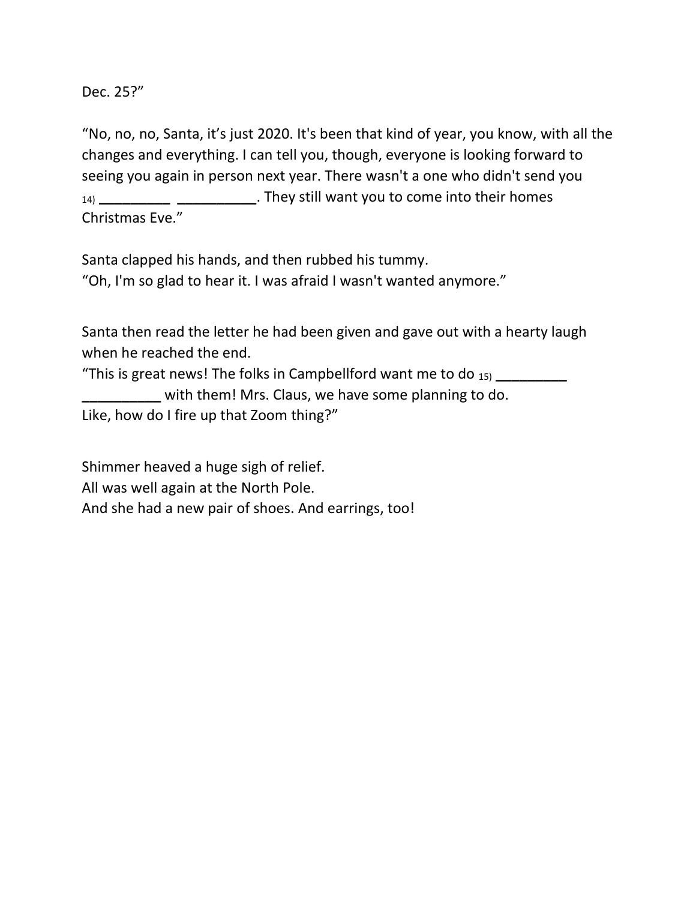Dec. 25?"

"No, no, no, Santa, it's just 2020. It's been that kind of year, you know, with all the changes and everything. I can tell you, though, everyone is looking forward to seeing you again in person next year. There wasn't a one who didn't send you 14) _________ __________. They still want you to come into their homes Christmas Eve."

Santa clapped his hands, and then rubbed his tummy.
"Oh, I'm so glad to hear it. I was afraid I wasn't wanted anymore."

Santa then read the letter he had been given and gave out with a hearty laugh when he reached the end.
"This is great news! The folks in Campbellford want me to do 15) _________ __________ with them! Mrs. Claus, we have some planning to do.
Like, how do I fire up that Zoom thing?"

Shimmer heaved a huge sigh of relief.
All was well again at the North Pole.
And she had a new pair of shoes. And earrings, too!